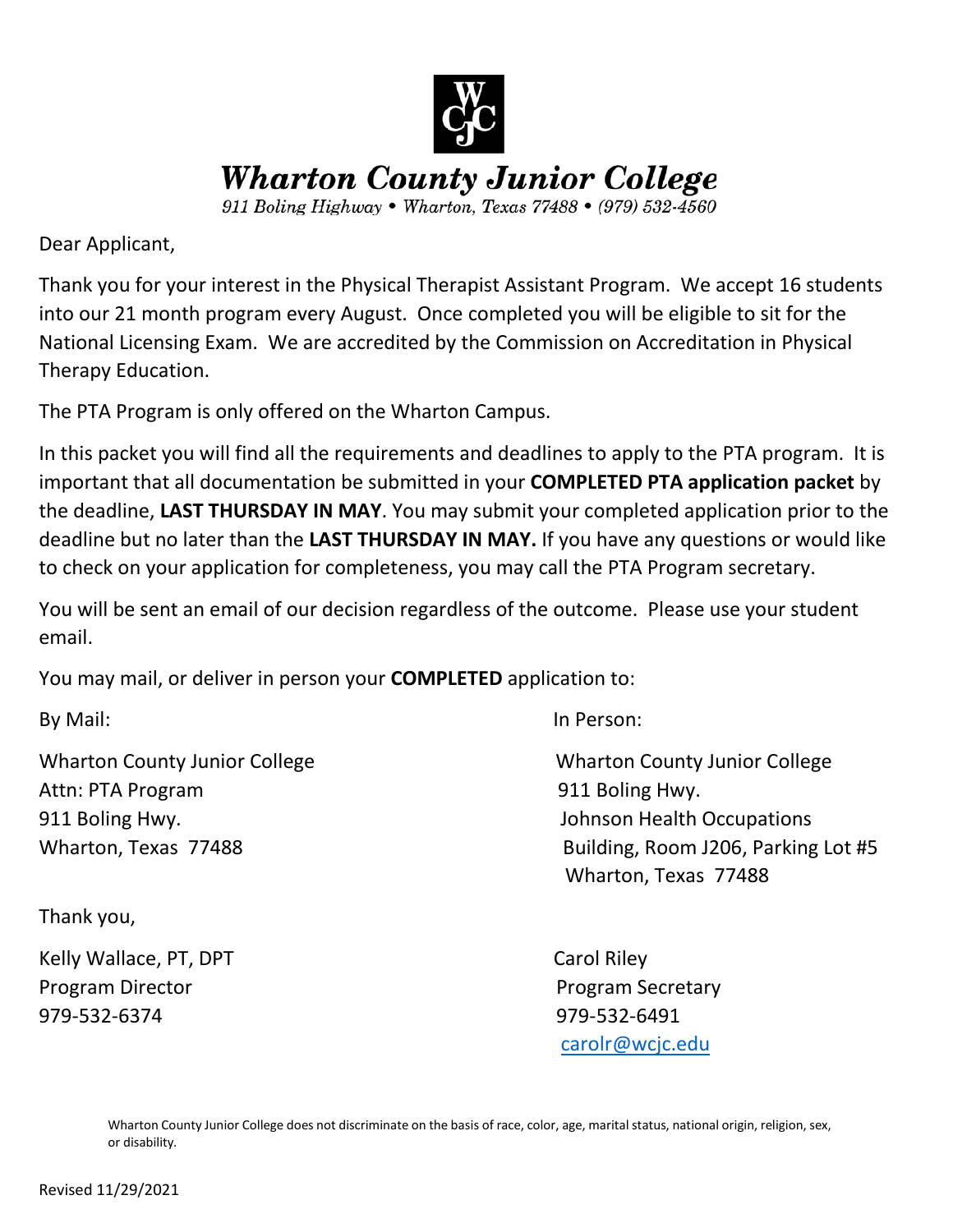# Wharton County Junior College

*911 Boling Highway • Wharton, Texas 77488 • (979) 532-4560*

Dear Applicant,

Thank you for your interest in the Physical Therapist Assistant Program. We accept 16 students into our 21 month program every August. Once completed you will be eligible to sit for the National Licensing Exam. We are accredited by the Commission on Accreditation in Physical Therapy Education.

The PTA Program is only offered on the Wharton Campus.

In this packet you will find all the requirements and deadlines to apply to the PTA program. It is important that all documentation be submitted in your **COMPLETED PTA application packet** by the deadline, **LAST THURSDAY IN MAY**. You may submit your completed application prior to the deadline but no later than the **LAST THURSDAY IN MAY.** If you have any questions or would like to check on your application for completeness, you may call the PTA Program secretary.

You will be sent an email of our decision regardless of the outcome. Please use your student email.

You may mail, or deliver in person your **COMPLETED** application to:

By Mail:

Wharton County Junior College
Attn: PTA Program
911 Boling Hwy.
Wharton, Texas 77488

In Person:

Wharton County Junior College
911 Boling Hwy.
Johnson Health Occupations
Building, Room J206, Parking Lot #5
Wharton, Texas 77488

Thank you,

Kelly Wallace, PT, DPT
Program Director
979-532-6374

Carol Riley
Program Secretary
979-532-6491
carolr@wcjc.edu

Wharton County Junior College does not discriminate on the basis of race, color, age, marital status, national origin, religion, sex, or disability.

Revised 11/29/2021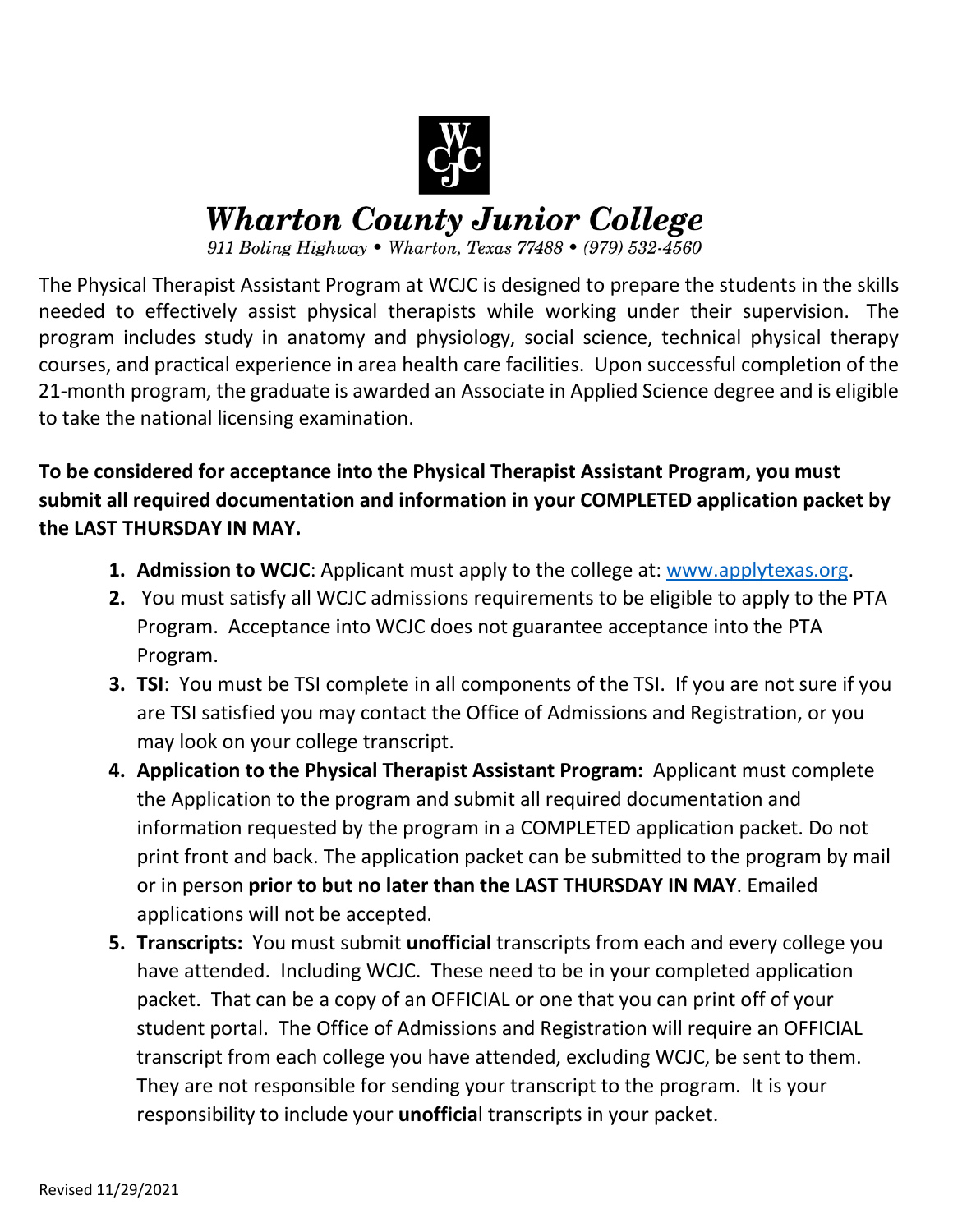# Wharton County Junior College

*911 Boling Highway • Wharton, Texas 77488 • (979) 532-4560*

The Physical Therapist Assistant Program at WCJC is designed to prepare the students in the skills needed to effectively assist physical therapists while working under their supervision. The program includes study in anatomy and physiology, social science, technical physical therapy courses, and practical experience in area health care facilities. Upon successful completion of the 21-month program, the graduate is awarded an Associate in Applied Science degree and is eligible to take the national licensing examination.

**To be considered for acceptance into the Physical Therapist Assistant Program, you must submit all required documentation and information in your COMPLETED application packet by the LAST THURSDAY IN MAY.**

1. **Admission to WCJC**: Applicant must apply to the college at: [www.applytexas.org](www.applytexas.org).
2. You must satisfy all WCJC admissions requirements to be eligible to apply to the PTA Program. Acceptance into WCJC does not guarantee acceptance into the PTA Program.
3. **TSI**: You must be TSI complete in all components of the TSI. If you are not sure if you are TSI satisfied you may contact the Office of Admissions and Registration, or you may look on your college transcript.
4. **Application to the Physical Therapist Assistant Program:** Applicant must complete the Application to the program and submit all required documentation and information requested by the program in a COMPLETED application packet. Do not print front and back. The application packet can be submitted to the program by mail or in person **prior to but no later than the LAST THURSDAY IN MAY**. Emailed applications will not be accepted.
5. **Transcripts:** You must submit **unofficial** transcripts from each and every college you have attended. Including WCJC. These need to be in your completed application packet. That can be a copy of an OFFICIAL or one that you can print off of your student portal. The Office of Admissions and Registration will require an OFFICIAL transcript from each college you have attended, excluding WCJC, be sent to them. They are not responsible for sending your transcript to the program. It is your responsibility to include your **unofficia**l transcripts in your packet.

Revised 11/29/2021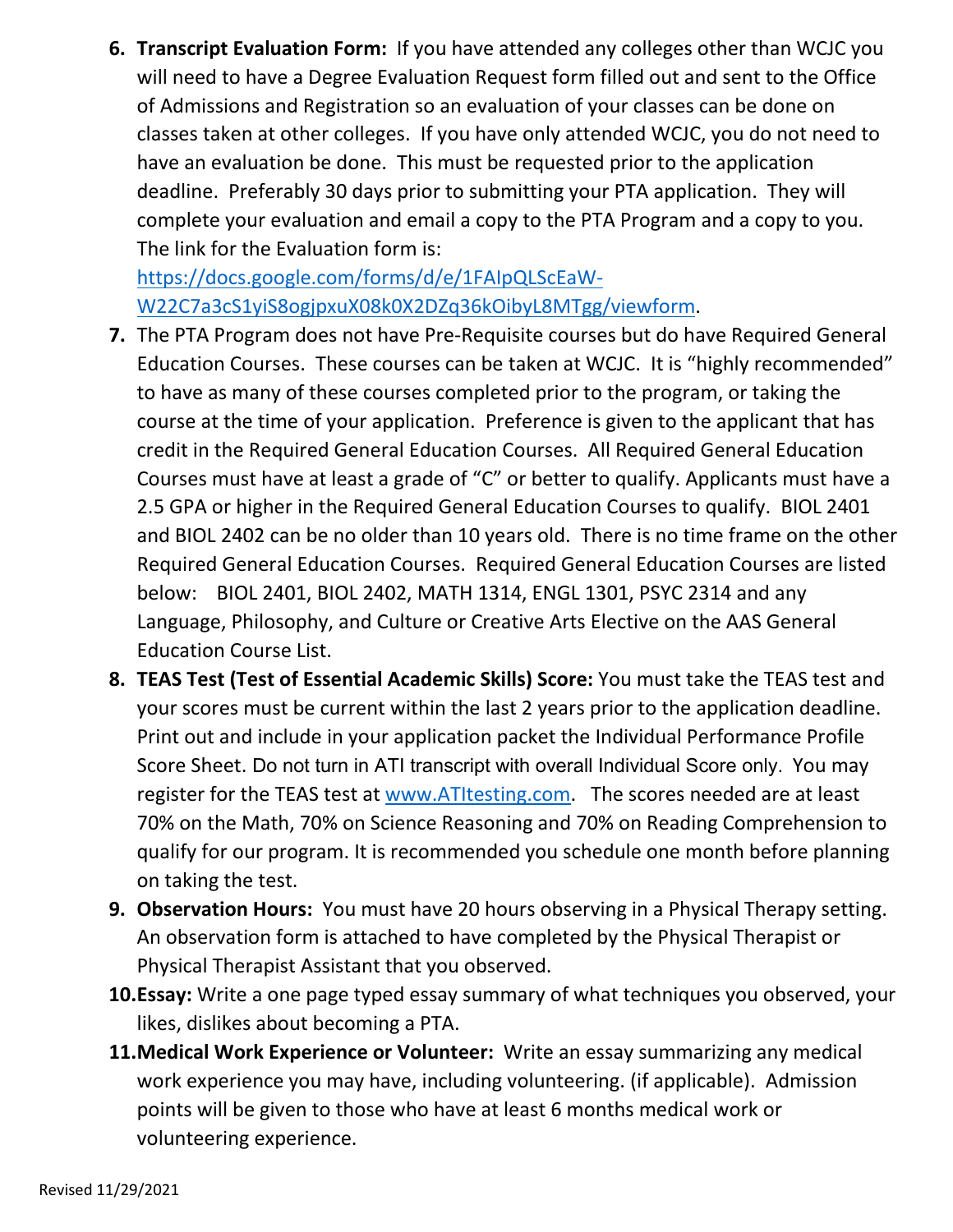6. **Transcript Evaluation Form:** If you have attended any colleges other than WCJC you will need to have a Degree Evaluation Request form filled out and sent to the Office of Admissions and Registration so an evaluation of your classes can be done on classes taken at other colleges. If you have only attended WCJC, you do not need to have an evaluation be done. This must be requested prior to the application deadline. Preferably 30 days prior to submitting your PTA application. They will complete your evaluation and email a copy to the PTA Program and a copy to you. The link for the Evaluation form is: [https://docs.google.com/forms/d/e/1FAIpQLScEaW-W22C7a3cS1yiS8ogjpxuX08k0X2DZq36kOibyL8MTgg/viewform](https://docs.google.com/forms/d/e/1FAIpQLScEaW-W22C7a3cS1yiS8ogjpxuX08k0X2DZq36kOibyL8MTgg/viewform).
7. The PTA Program does not have Pre-Requisite courses but do have Required General Education Courses. These courses can be taken at WCJC. It is "highly recommended" to have as many of these courses completed prior to the program, or taking the course at the time of your application. Preference is given to the applicant that has credit in the Required General Education Courses. All Required General Education Courses must have at least a grade of "C" or better to qualify. Applicants must have a 2.5 GPA or higher in the Required General Education Courses to qualify. BIOL 2401 and BIOL 2402 can be no older than 10 years old. There is no time frame on the other Required General Education Courses. Required General Education Courses are listed below: BIOL 2401, BIOL 2402, MATH 1314, ENGL 1301, PSYC 2314 and any Language, Philosophy, and Culture or Creative Arts Elective on the AAS General Education Course List.
8. **TEAS Test (Test of Essential Academic Skills) Score:** You must take the TEAS test and your scores must be current within the last 2 years prior to the application deadline. Print out and include in your application packet the Individual Performance Profile Score Sheet. Do not turn in ATI transcript with overall Individual Score only. You may register for the TEAS test at [www.ATItesting.com](http://www.ATItesting.com). The scores needed are at least 70% on the Math, 70% on Science Reasoning and 70% on Reading Comprehension to qualify for our program. It is recommended you schedule one month before planning on taking the test.
9. **Observation Hours:** You must have 20 hours observing in a Physical Therapy setting. An observation form is attached to have completed by the Physical Therapist or Physical Therapist Assistant that you observed.
10. **Essay:** Write a one page typed essay summary of what techniques you observed, your likes, dislikes about becoming a PTA.
11. **Medical Work Experience or Volunteer:** Write an essay summarizing any medical work experience you may have, including volunteering. (if applicable). Admission points will be given to those who have at least 6 months medical work or volunteering experience.

Revised 11/29/2021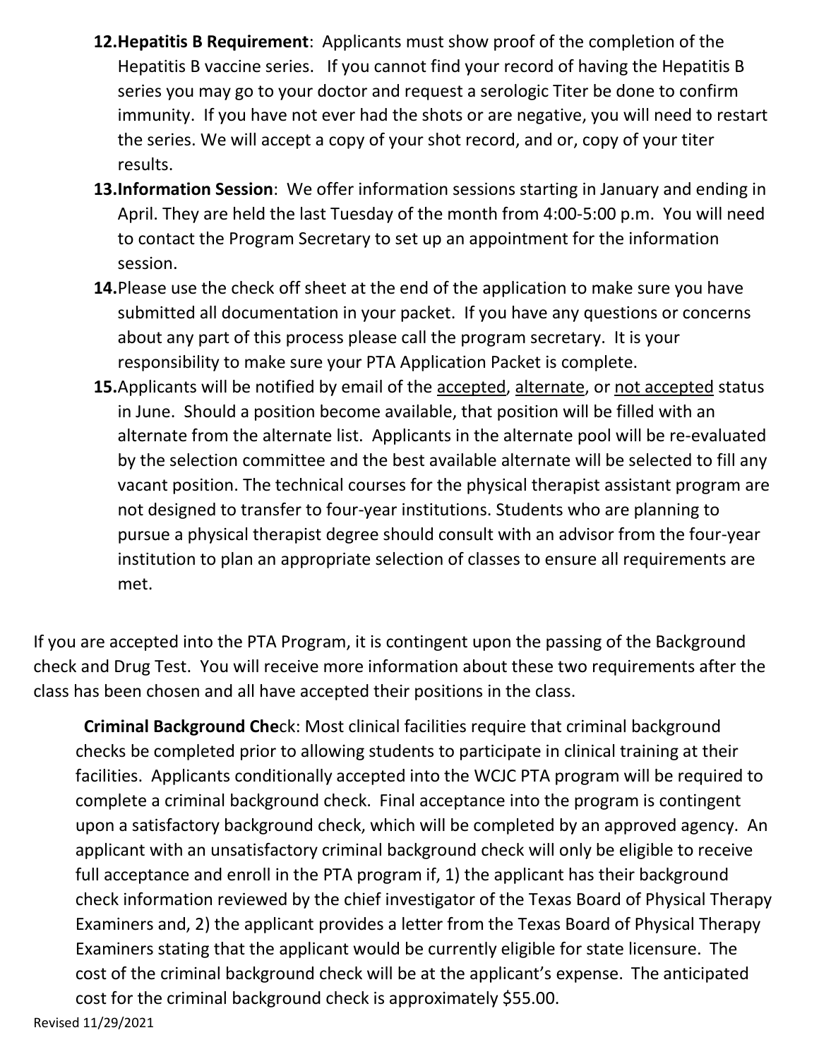12. **Hepatitis B Requirement**: Applicants must show proof of the completion of the Hepatitis B vaccine series. If you cannot find your record of having the Hepatitis B series you may go to your doctor and request a serologic Titer be done to confirm immunity. If you have not ever had the shots or are negative, you will need to restart the series. We will accept a copy of your shot record, and or, copy of your titer results.
13. **Information Session**: We offer information sessions starting in January and ending in April. They are held the last Tuesday of the month from 4:00-5:00 p.m. You will need to contact the Program Secretary to set up an appointment for the information session.
14. Please use the check off sheet at the end of the application to make sure you have submitted all documentation in your packet. If you have any questions or concerns about any part of this process please call the program secretary. It is your responsibility to make sure your PTA Application Packet is complete.
15. Applicants will be notified by email of the accepted, alternate, or not accepted status in June. Should a position become available, that position will be filled with an alternate from the alternate list. Applicants in the alternate pool will be re-evaluated by the selection committee and the best available alternate will be selected to fill any vacant position. The technical courses for the physical therapist assistant program are not designed to transfer to four-year institutions. Students who are planning to pursue a physical therapist degree should consult with an advisor from the four-year institution to plan an appropriate selection of classes to ensure all requirements are met.

If you are accepted into the PTA Program, it is contingent upon the passing of the Background check and Drug Test. You will receive more information about these two requirements after the class has been chosen and all have accepted their positions in the class.

**Criminal Background Che**ck: Most clinical facilities require that criminal background checks be completed prior to allowing students to participate in clinical training at their facilities. Applicants conditionally accepted into the WCJC PTA program will be required to complete a criminal background check. Final acceptance into the program is contingent upon a satisfactory background check, which will be completed by an approved agency. An applicant with an unsatisfactory criminal background check will only be eligible to receive full acceptance and enroll in the PTA program if, 1) the applicant has their background check information reviewed by the chief investigator of the Texas Board of Physical Therapy Examiners and, 2) the applicant provides a letter from the Texas Board of Physical Therapy Examiners stating that the applicant would be currently eligible for state licensure. The cost of the criminal background check will be at the applicant's expense. The anticipated cost for the criminal background check is approximately $55.00.

Revised 11/29/2021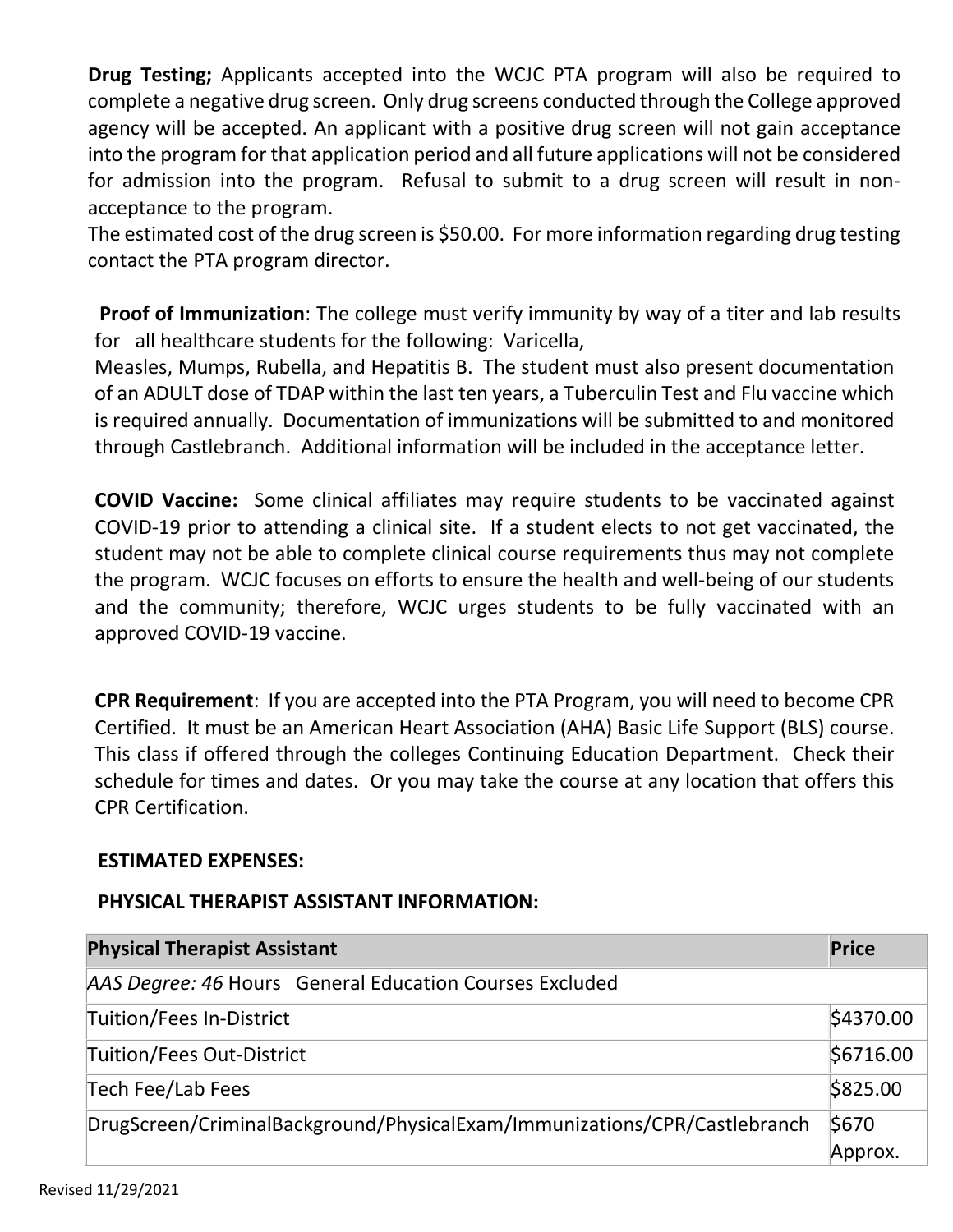**Drug Testing;** Applicants accepted into the WCJC PTA program will also be required to complete a negative drug screen. Only drug screens conducted through the College approved agency will be accepted. An applicant with a positive drug screen will not gain acceptance into the program for that application period and all future applications will not be considered for admission into the program. Refusal to submit to a drug screen will result in non-acceptance to the program.
The estimated cost of the drug screen is $50.00. For more information regarding drug testing contact the PTA program director.

**Proof of Immunization**: The college must verify immunity by way of a titer and lab results for all healthcare students for the following: Varicella, Measles, Mumps, Rubella, and Hepatitis B. The student must also present documentation of an ADULT dose of TDAP within the last ten years, a Tuberculin Test and Flu vaccine which is required annually. Documentation of immunizations will be submitted to and monitored through Castlebranch. Additional information will be included in the acceptance letter.

**COVID Vaccine:** Some clinical affiliates may require students to be vaccinated against COVID-19 prior to attending a clinical site. If a student elects to not get vaccinated, the student may not be able to complete clinical course requirements thus may not complete the program. WCJC focuses on efforts to ensure the health and well-being of our students and the community; therefore, WCJC urges students to be fully vaccinated with an approved COVID-19 vaccine.

**CPR Requirement**: If you are accepted into the PTA Program, you will need to become CPR Certified. It must be an American Heart Association (AHA) Basic Life Support (BLS) course. This class if offered through the colleges Continuing Education Department. Check their schedule for times and dates. Or you may take the course at any location that offers this CPR Certification.

**ESTIMATED EXPENSES:**

**PHYSICAL THERAPIST ASSISTANT INFORMATION:**

| Physical Therapist Assistant | Price |
|---|---|
| *AAS Degree: 46* Hours General Education Courses Excluded | |
| Tuition/Fees In-District | $4370.00 |
| Tuition/Fees Out-District | $6716.00 |
| Tech Fee/Lab Fees | $825.00 |
| DrugScreen/CriminalBackground/PhysicalExam/Immunizations/CPR/Castlebranch | $670 Approx. |

Revised 11/29/2021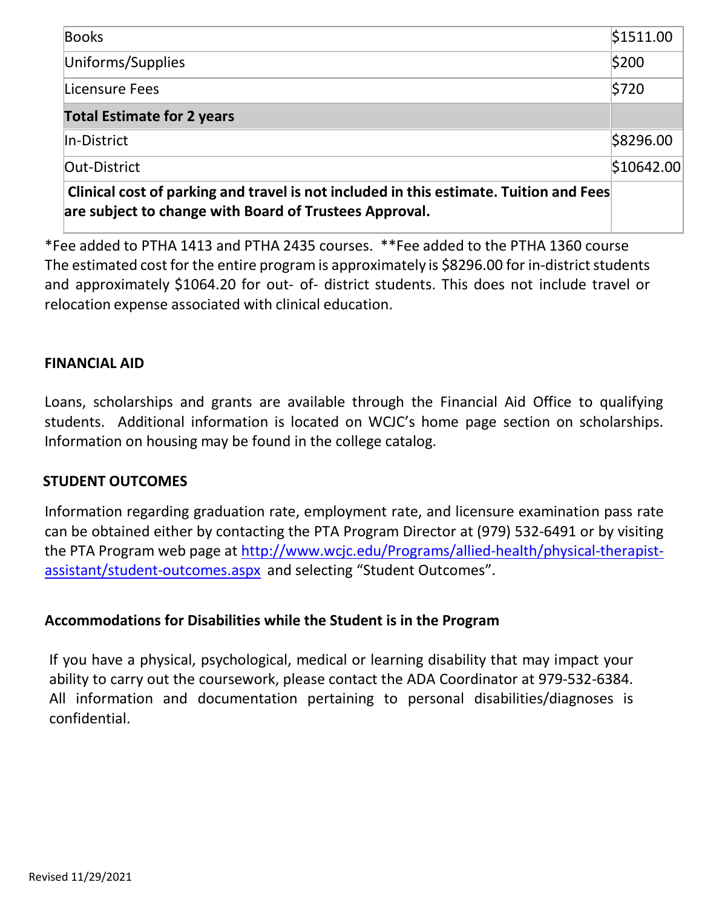| | |
|---|---|
| Books | $1511.00 |
| Uniforms/Supplies | $200 |
| Licensure Fees | $720 |
| **Total Estimate for 2 years** | |
| In-District | $8296.00 |
| Out-District | $10642.00 |
| **Clinical cost of parking and travel is not included in this estimate. Tuition and Fees are subject to change with Board of Trustees Approval.** | |

*Fee added to PTHA 1413 and PTHA 2435 courses. **Fee added to the PTHA 1360 course

The estimated cost for the entire program is approximately is $8296.00 for in-district students and approximately $1064.20 for out- of- district students. This does not include travel or relocation expense associated with clinical education.

## FINANCIAL AID

Loans, scholarships and grants are available through the Financial Aid Office to qualifying students. Additional information is located on WCJC's home page section on scholarships. Information on housing may be found in the college catalog.

## STUDENT OUTCOMES

Information regarding graduation rate, employment rate, and licensure examination pass rate can be obtained either by contacting the PTA Program Director at (979) 532-6491 or by visiting the PTA Program web page at [http://www.wcjc.edu/Programs/allied-health/physical-therapist-assistant/student-outcomes.aspx](http://www.wcjc.edu/Programs/allied-health/physical-therapist-assistant/student-outcomes.aspx) and selecting "Student Outcomes".

## Accommodations for Disabilities while the Student is in the Program

If you have a physical, psychological, medical or learning disability that may impact your ability to carry out the coursework, please contact the ADA Coordinator at 979-532-6384. All information and documentation pertaining to personal disabilities/diagnoses is confidential.

Revised 11/29/2021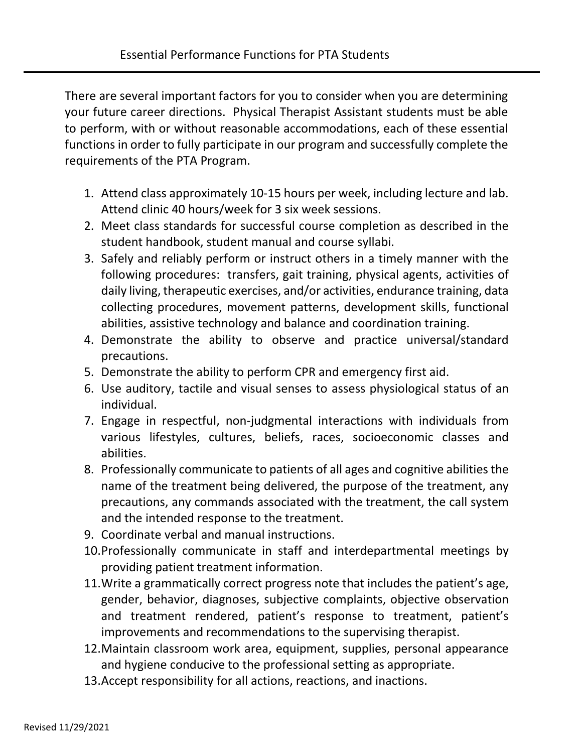# Essential Performance Functions for PTA Students

There are several important factors for you to consider when you are determining your future career directions. Physical Therapist Assistant students must be able to perform, with or without reasonable accommodations, each of these essential functions in order to fully participate in our program and successfully complete the requirements of the PTA Program.

1. Attend class approximately 10-15 hours per week, including lecture and lab. Attend clinic 40 hours/week for 3 six week sessions.
2. Meet class standards for successful course completion as described in the student handbook, student manual and course syllabi.
3. Safely and reliably perform or instruct others in a timely manner with the following procedures: transfers, gait training, physical agents, activities of daily living, therapeutic exercises, and/or activities, endurance training, data collecting procedures, movement patterns, development skills, functional abilities, assistive technology and balance and coordination training.
4. Demonstrate the ability to observe and practice universal/standard precautions.
5. Demonstrate the ability to perform CPR and emergency first aid.
6. Use auditory, tactile and visual senses to assess physiological status of an individual.
7. Engage in respectful, non-judgmental interactions with individuals from various lifestyles, cultures, beliefs, races, socioeconomic classes and abilities.
8. Professionally communicate to patients of all ages and cognitive abilities the name of the treatment being delivered, the purpose of the treatment, any precautions, any commands associated with the treatment, the call system and the intended response to the treatment.
9. Coordinate verbal and manual instructions.
10. Professionally communicate in staff and interdepartmental meetings by providing patient treatment information.
11. Write a grammatically correct progress note that includes the patient's age, gender, behavior, diagnoses, subjective complaints, objective observation and treatment rendered, patient's response to treatment, patient's improvements and recommendations to the supervising therapist.
12. Maintain classroom work area, equipment, supplies, personal appearance and hygiene conducive to the professional setting as appropriate.
13. Accept responsibility for all actions, reactions, and inactions.

Revised 11/29/2021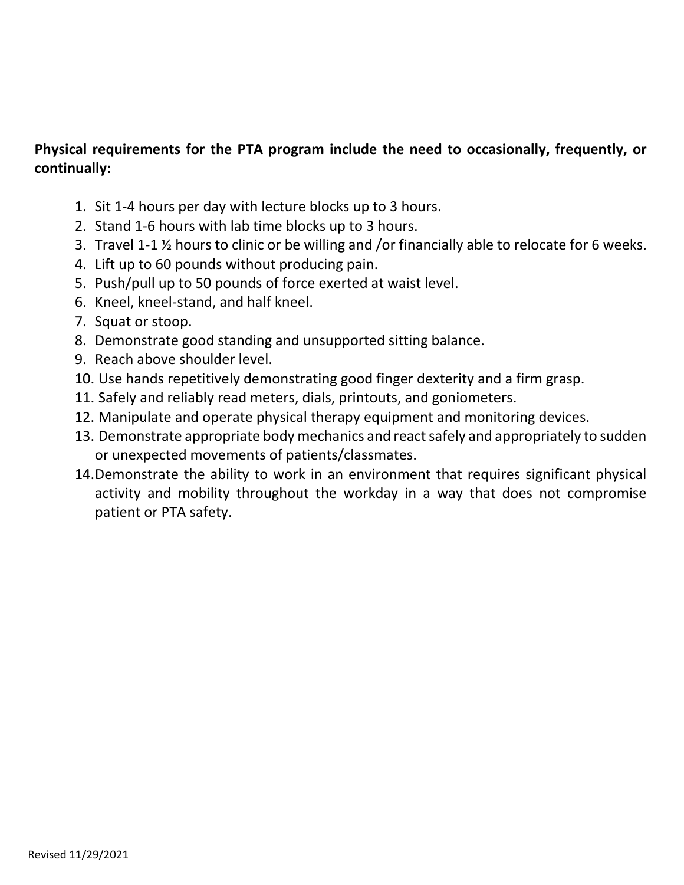**Physical requirements for the PTA program include the need to occasionally, frequently, or continually:**

1. Sit 1-4 hours per day with lecture blocks up to 3 hours.
2. Stand 1-6 hours with lab time blocks up to 3 hours.
3. Travel 1-1 ½ hours to clinic or be willing and /or financially able to relocate for 6 weeks.
4. Lift up to 60 pounds without producing pain.
5. Push/pull up to 50 pounds of force exerted at waist level.
6. Kneel, kneel-stand, and half kneel.
7. Squat or stoop.
8. Demonstrate good standing and unsupported sitting balance.
9. Reach above shoulder level.
10. Use hands repetitively demonstrating good finger dexterity and a firm grasp.
11. Safely and reliably read meters, dials, printouts, and goniometers.
12. Manipulate and operate physical therapy equipment and monitoring devices.
13. Demonstrate appropriate body mechanics and react safely and appropriately to sudden or unexpected movements of patients/classmates.
14. Demonstrate the ability to work in an environment that requires significant physical activity and mobility throughout the workday in a way that does not compromise patient or PTA safety.

Revised 11/29/2021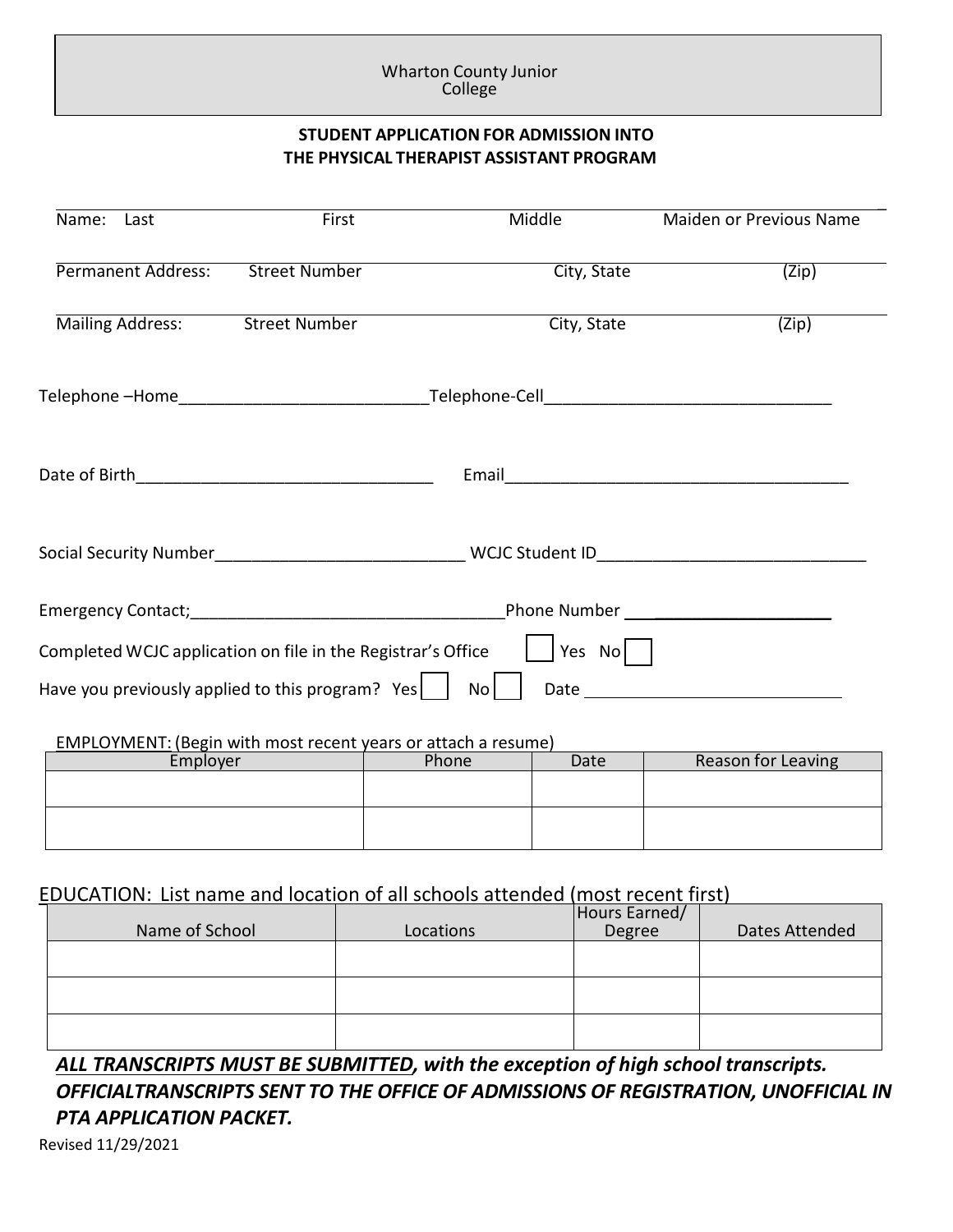Wharton County Junior College

**STUDENT APPLICATION FOR ADMISSION INTO THE PHYSICAL THERAPIST ASSISTANT PROGRAM**

Name: Last ______ First ______ Middle ______ Maiden or Previous Name ______

Permanent Address: Street Number ______ City, State ______ (Zip) ______

Mailing Address: Street Number ______ City, State ______ (Zip) ______

Telephone –Home__________________________Telephone-Cell______________________________

Date of Birth________________________________ Email_____________________________________

Social Security Number__________________________ WCJC Student ID____________________________

Emergency Contact;_________________________________Phone Number ____________________

Completed WCJC application on file in the Registrar's Office ☐ Yes No ☐

Have you previously applied to this program? Yes ☐ No ☐ Date ____________________________

EMPLOYMENT: (Begin with most recent years or attach a resume)

| Employer | Phone | Date | Reason for Leaving |
|---|---|---|---|
| | | | |
| | | | |

EDUCATION: List name and location of all schools attended (most recent first)

| Name of School | Locations | Hours Earned/ Degree | Dates Attended |
|---|---|---|---|
| | | | |
| | | | |
| | | | |

***ALL TRANSCRIPTS MUST BE SUBMITTED, with the exception of high school transcripts. OFFICIALTRANSCRIPTS SENT TO THE OFFICE OF ADMISSIONS OF REGISTRATION, UNOFFICIAL IN PTA APPLICATION PACKET.***

Revised 11/29/2021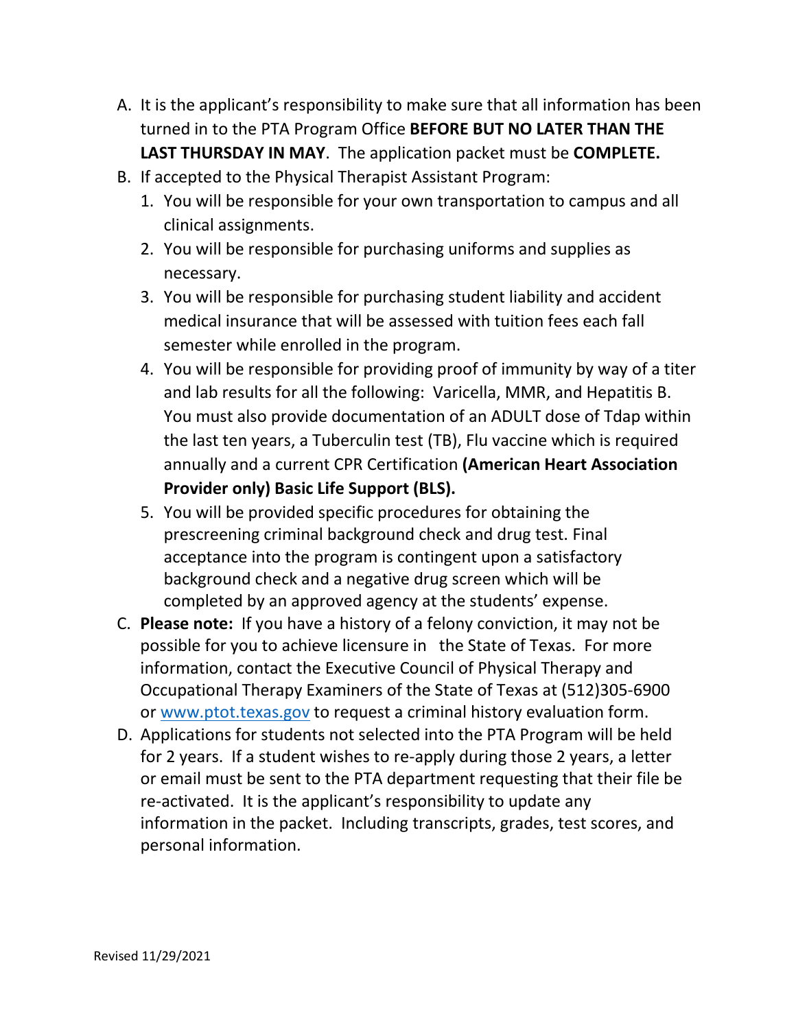A. It is the applicant's responsibility to make sure that all information has been turned in to the PTA Program Office **BEFORE BUT NO LATER THAN THE LAST THURSDAY IN MAY**. The application packet must be **COMPLETE.**

B. If accepted to the Physical Therapist Assistant Program:
   1. You will be responsible for your own transportation to campus and all clinical assignments.
   2. You will be responsible for purchasing uniforms and supplies as necessary.
   3. You will be responsible for purchasing student liability and accident medical insurance that will be assessed with tuition fees each fall semester while enrolled in the program.
   4. You will be responsible for providing proof of immunity by way of a titer and lab results for all the following: Varicella, MMR, and Hepatitis B. You must also provide documentation of an ADULT dose of Tdap within the last ten years, a Tuberculin test (TB), Flu vaccine which is required annually and a current CPR Certification **(American Heart Association Provider only) Basic Life Support (BLS).**
   5. You will be provided specific procedures for obtaining the prescreening criminal background check and drug test. Final acceptance into the program is contingent upon a satisfactory background check and a negative drug screen which will be completed by an approved agency at the students' expense.

C. **Please note:** If you have a history of a felony conviction, it may not be possible for you to achieve licensure in the State of Texas. For more information, contact the Executive Council of Physical Therapy and Occupational Therapy Examiners of the State of Texas at (512)305-6900 or [www.ptot.texas.gov](http://www.ptot.texas.gov) to request a criminal history evaluation form.

D. Applications for students not selected into the PTA Program will be held for 2 years. If a student wishes to re-apply during those 2 years, a letter or email must be sent to the PTA department requesting that their file be re-activated. It is the applicant's responsibility to update any information in the packet. Including transcripts, grades, test scores, and personal information.

Revised 11/29/2021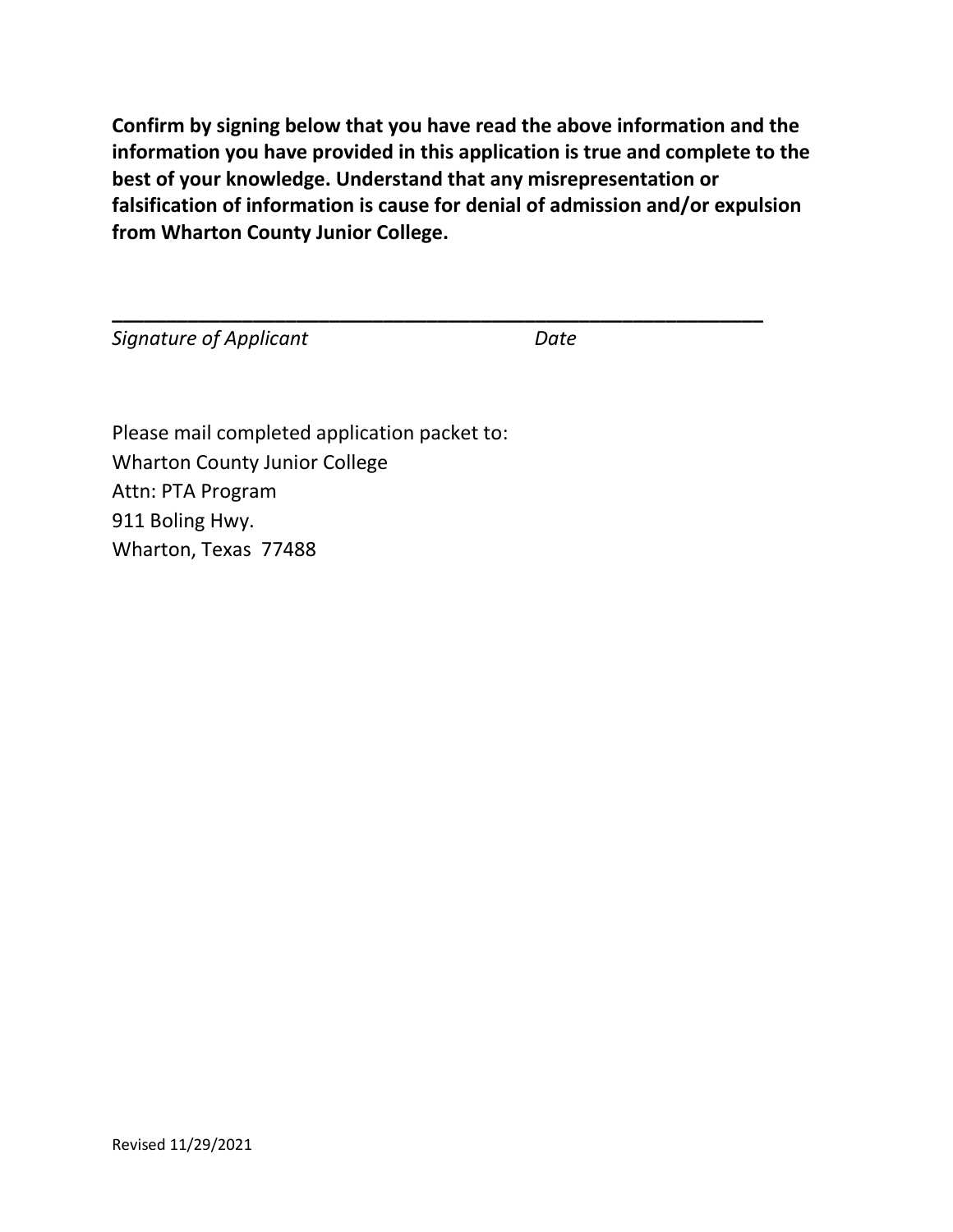**Confirm by signing below that you have read the above information and the information you have provided in this application is true and complete to the best of your knowledge. Understand that any misrepresentation or falsification of information is cause for denial of admission and/or expulsion from Wharton County Junior College.**

\_\_\_\_\_\_\_\_\_\_\_\_\_\_\_\_\_\_\_\_\_\_\_\_\_\_\_\_\_\_\_\_\_\_\_\_\_\_\_\_\_\_\_\_\_\_\_\_\_\_\_\_\_\_\_\_\_\_\_\_\_\_\_\_

*Signature of Applicant* *Date*

Please mail completed application packet to:
Wharton County Junior College
Attn: PTA Program
911 Boling Hwy.
Wharton, Texas 77488

Revised 11/29/2021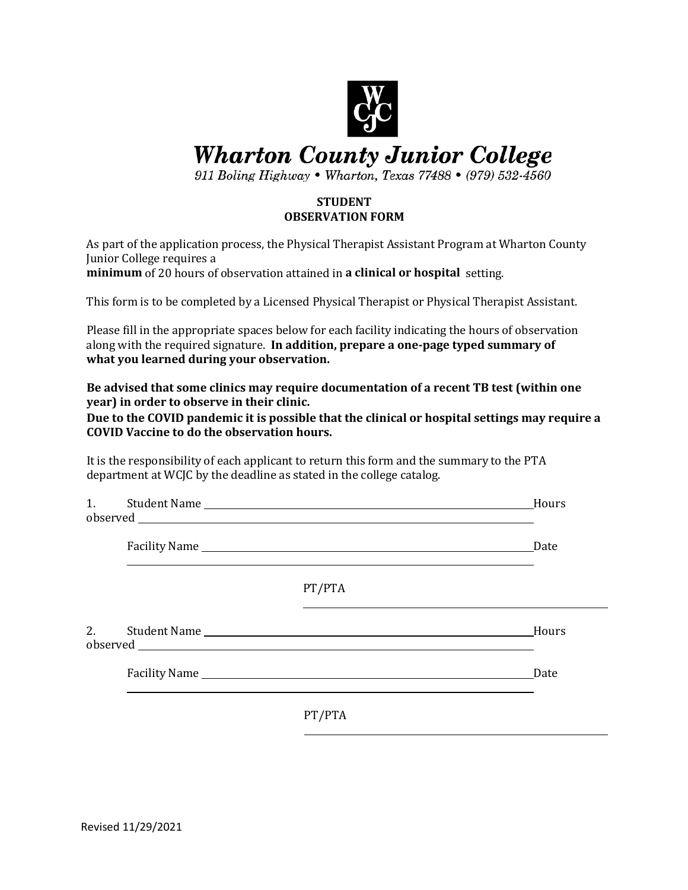**Wharton County Junior College**

*911 Boling Highway • Wharton, Texas 77488 • (979) 532-4560*

**STUDENT**
**OBSERVATION FORM**

As part of the application process, the Physical Therapist Assistant Program at Wharton County Junior College requires a **minimum** of 20 hours of observation attained in **a clinical or hospital** setting.

This form is to be completed by a Licensed Physical Therapist or Physical Therapist Assistant.

Please fill in the appropriate spaces below for each facility indicating the hours of observation along with the required signature. **In addition, prepare a one-page typed summary of what you learned during your observation.**

**Be advised that some clinics may require documentation of a recent TB test (within one year) in order to observe in their clinic.**
**Due to the COVID pandemic it is possible that the clinical or hospital settings may require a COVID Vaccine to do the observation hours.**

It is the responsibility of each applicant to return this form and the summary to the PTA department at WCJC by the deadline as stated in the college catalog.

1. Student Name ______________________________ Hours observed ______________________________

   Facility Name ______________________________ Date ______________________________

   PT/PTA ______________________________

2. Student Name ______________________________ Hours observed ______________________________

   Facility Name ______________________________ Date ______________________________

   PT/PTA ______________________________

Revised 11/29/2021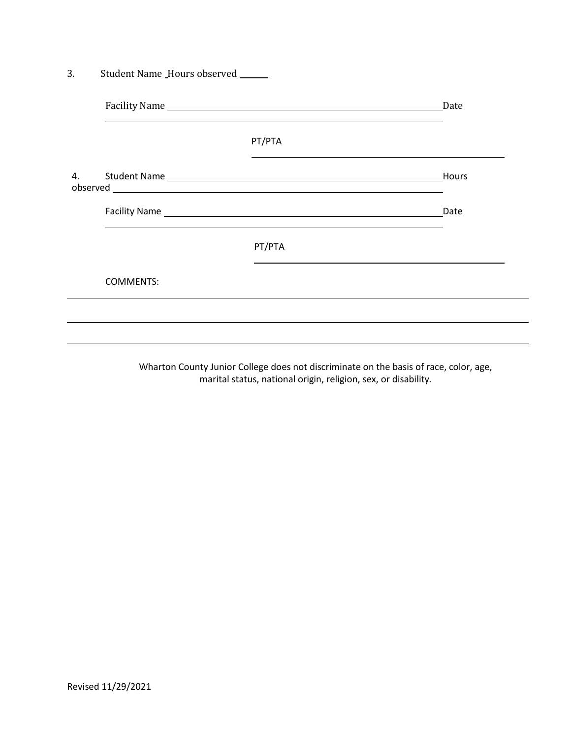3. Student Name \_Hours observed \_\_\_\_\_\_

Facility Name \_\_\_\_\_\_\_\_\_\_\_\_\_\_\_\_\_\_\_\_\_\_\_\_\_\_\_\_\_\_\_\_\_\_\_\_\_\_\_\_\_\_\_\_\_\_\_\_\_\_\_\_\_\_\_\_Date \_\_\_\_\_\_\_\_\_\_\_\_\_\_\_\_\_\_\_\_\_\_\_\_\_\_\_\_\_\_\_\_\_\_\_\_\_\_\_\_\_\_\_\_\_\_\_\_\_\_\_\_\_\_\_\_\_\_\_\_\_\_

PT/PTA \_\_\_\_\_\_\_\_\_\_\_\_\_\_\_\_\_\_\_\_\_\_\_\_\_\_\_\_\_\_\_\_\_\_\_\_\_\_\_\_\_\_\_\_

4. Student Name \_\_\_\_\_\_\_\_\_\_\_\_\_\_\_\_\_\_\_\_\_\_\_\_\_\_\_\_\_\_\_\_\_\_\_\_\_\_\_\_\_\_\_\_\_\_\_\_\_\_\_\_\_\_\_\_Hours observed \_\_\_\_\_\_\_\_\_\_\_\_\_\_\_\_\_\_\_\_\_\_\_\_\_\_\_\_\_\_\_\_\_\_\_\_\_\_\_\_\_\_\_\_\_\_\_\_\_\_\_\_\_\_\_\_\_\_\_\_\_\_

Facility Name \_\_\_\_\_\_\_\_\_\_\_\_\_\_\_\_\_\_\_\_\_\_\_\_\_\_\_\_\_\_\_\_\_\_\_\_\_\_\_\_\_\_\_\_\_\_\_\_\_\_\_\_\_\_\_\_Date \_\_\_\_\_\_\_\_\_\_\_\_\_\_\_\_\_\_\_\_\_\_\_\_\_\_\_\_\_\_\_\_\_\_\_\_\_\_\_\_\_\_\_\_\_\_\_\_\_\_\_\_\_\_\_\_\_\_\_\_\_\_

PT/PTA \_\_\_\_\_\_\_\_\_\_\_\_\_\_\_\_\_\_\_\_\_\_\_\_\_\_\_\_\_\_\_\_\_\_\_\_\_\_\_\_\_\_\_\_

COMMENTS:

\_\_\_\_\_\_\_\_\_\_\_\_\_\_\_\_\_\_\_\_\_\_\_\_\_\_\_\_\_\_\_\_\_\_\_\_\_\_\_\_\_\_\_\_\_\_\_\_\_\_\_\_\_\_\_\_\_\_\_\_\_\_\_\_\_\_\_\_\_\_\_\_\_\_\_\_\_\_

\_\_\_\_\_\_\_\_\_\_\_\_\_\_\_\_\_\_\_\_\_\_\_\_\_\_\_\_\_\_\_\_\_\_\_\_\_\_\_\_\_\_\_\_\_\_\_\_\_\_\_\_\_\_\_\_\_\_\_\_\_\_\_\_\_\_\_\_\_\_\_\_\_\_\_\_\_\_

\_\_\_\_\_\_\_\_\_\_\_\_\_\_\_\_\_\_\_\_\_\_\_\_\_\_\_\_\_\_\_\_\_\_\_\_\_\_\_\_\_\_\_\_\_\_\_\_\_\_\_\_\_\_\_\_\_\_\_\_\_\_\_\_\_\_\_\_\_\_\_\_\_\_\_\_\_\_

Wharton County Junior College does not discriminate on the basis of race, color, age, marital status, national origin, religion, sex, or disability.

Revised 11/29/2021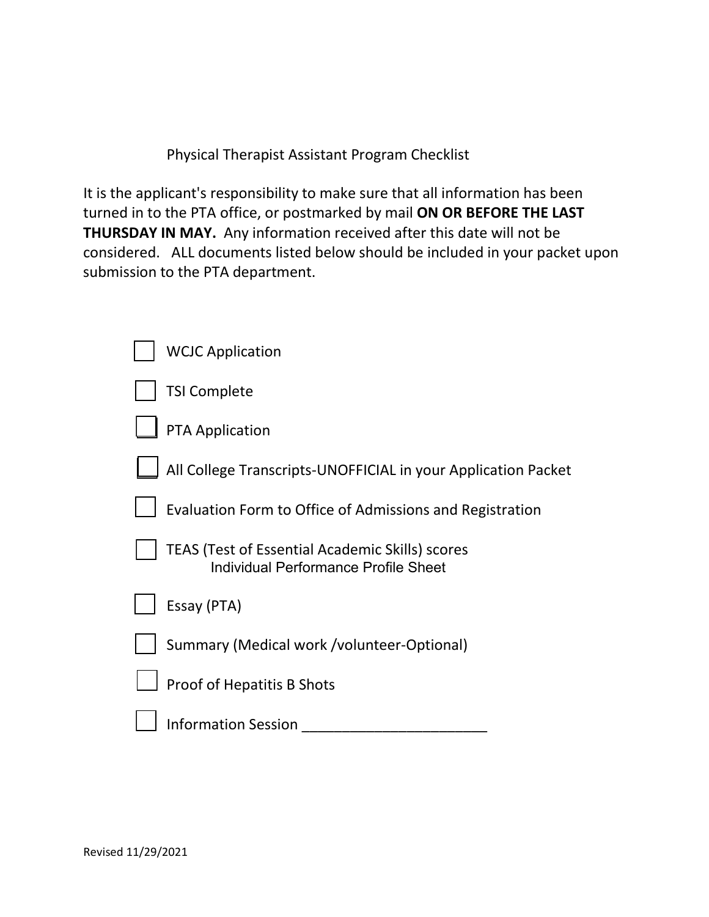# Physical Therapist Assistant Program Checklist

It is the applicant's responsibility to make sure that all information has been turned in to the PTA office, or postmarked by mail **ON OR BEFORE THE LAST THURSDAY IN MAY.** Any information received after this date will not be considered. ALL documents listed below should be included in your packet upon submission to the PTA department.

- [ ] WCJC Application
- [ ] TSI Complete
- [ ] PTA Application
- [ ] All College Transcripts-UNOFFICIAL in your Application Packet
- [ ] Evaluation Form to Office of Admissions and Registration
- [ ] TEAS (Test of Essential Academic Skills) scores
  Individual Performance Profile Sheet
- [ ] Essay (PTA)
- [ ] Summary (Medical work /volunteer-Optional)
- [ ] Proof of Hepatitis B Shots
- [ ] Information Session _______________________

Revised 11/29/2021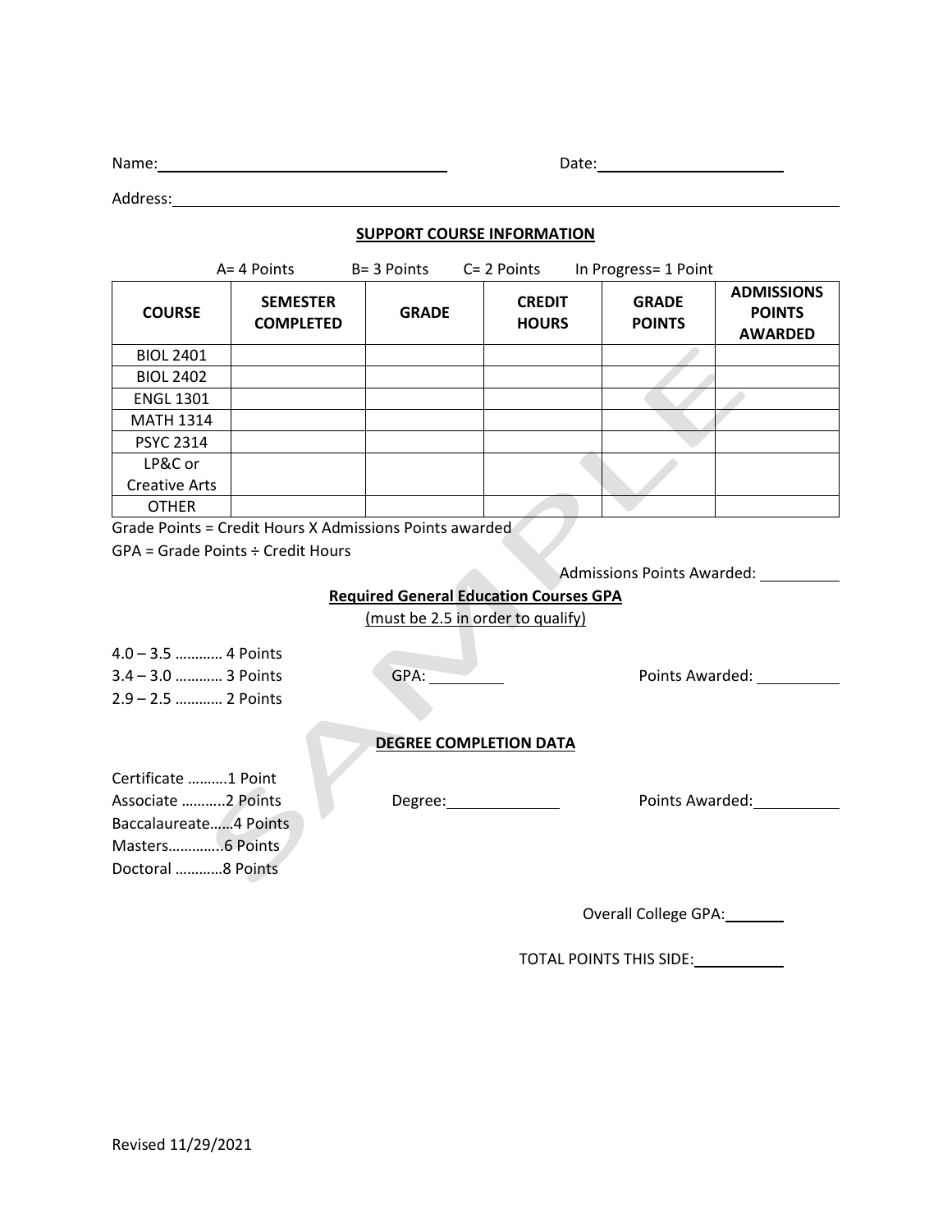Name: ______________________________ Date: ____________________

Address: ____________________________________________________________

**SUPPORT COURSE INFORMATION**

A= 4 Points B= 3 Points C= 2 Points In Progress= 1 Point

| COURSE | SEMESTER COMPLETED | GRADE | CREDIT HOURS | GRADE POINTS | ADMISSIONS POINTS AWARDED |
|---|---|---|---|---|---|
| BIOL 2401 | | | | | |
| BIOL 2402 | | | | | |
| ENGL 1301 | | | | | |
| MATH 1314 | | | | | |
| PSYC 2314 | | | | | |
| LP&C or Creative Arts | | | | | |
| OTHER | | | | | |

Grade Points = Credit Hours X Admissions Points awarded

GPA = Grade Points ÷ Credit Hours

Admissions Points Awarded: __________

**Required General Education Courses GPA**

(must be 2.5 in order to qualify)

4.0 – 3.5 ………… 4 Points
3.4 – 3.0 ………… 3 Points
2.9 – 2.5 ………… 2 Points

GPA: __________ Points Awarded: __________

**DEGREE COMPLETION DATA**

Certificate ……….1 Point
Associate ………..2 Points
Baccalaureate…...4 Points
Masters…………..6 Points
Doctoral …………8 Points

Degree: ______________ Points Awarded: __________

Overall College GPA: ________

TOTAL POINTS THIS SIDE: ___________

Revised 11/29/2021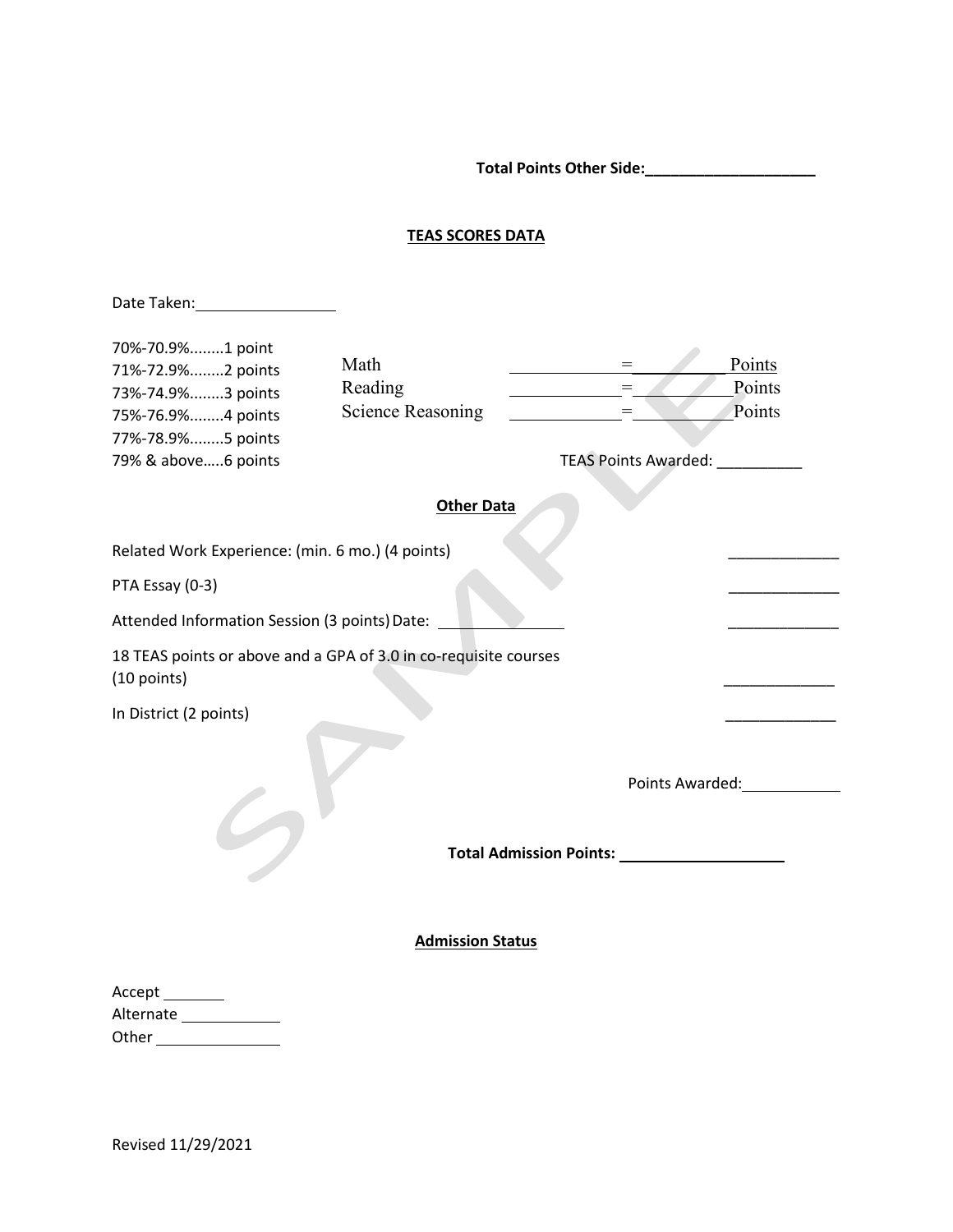**Total Points Other Side:____________________**

**TEAS SCORES DATA**

Date Taken: ______________

70%-70.9%........1 point
71%-72.9%........2 points
73%-74.9%........3 points
75%-76.9%........4 points
77%-78.9%........5 points
79% & above.....6 points

Math ____________ = __________ Points
Reading ____________ = __________ Points
Science Reasoning ____________ = __________ Points

TEAS Points Awarded: __________

**Other Data**

Related Work Experience: (min. 6 mo.) (4 points) _____________

PTA Essay (0-3) _____________

Attended Information Session (3 points) Date: ______________ _____________

18 TEAS points or above and a GPA of 3.0 in co-requisite courses (10 points) _____________

In District (2 points) _____________

Points Awarded: ___________

**Total Admission Points: ___________________**

**Admission Status**

Accept _______
Alternate __________
Other ____________

Revised 11/29/2021

SAMPLE